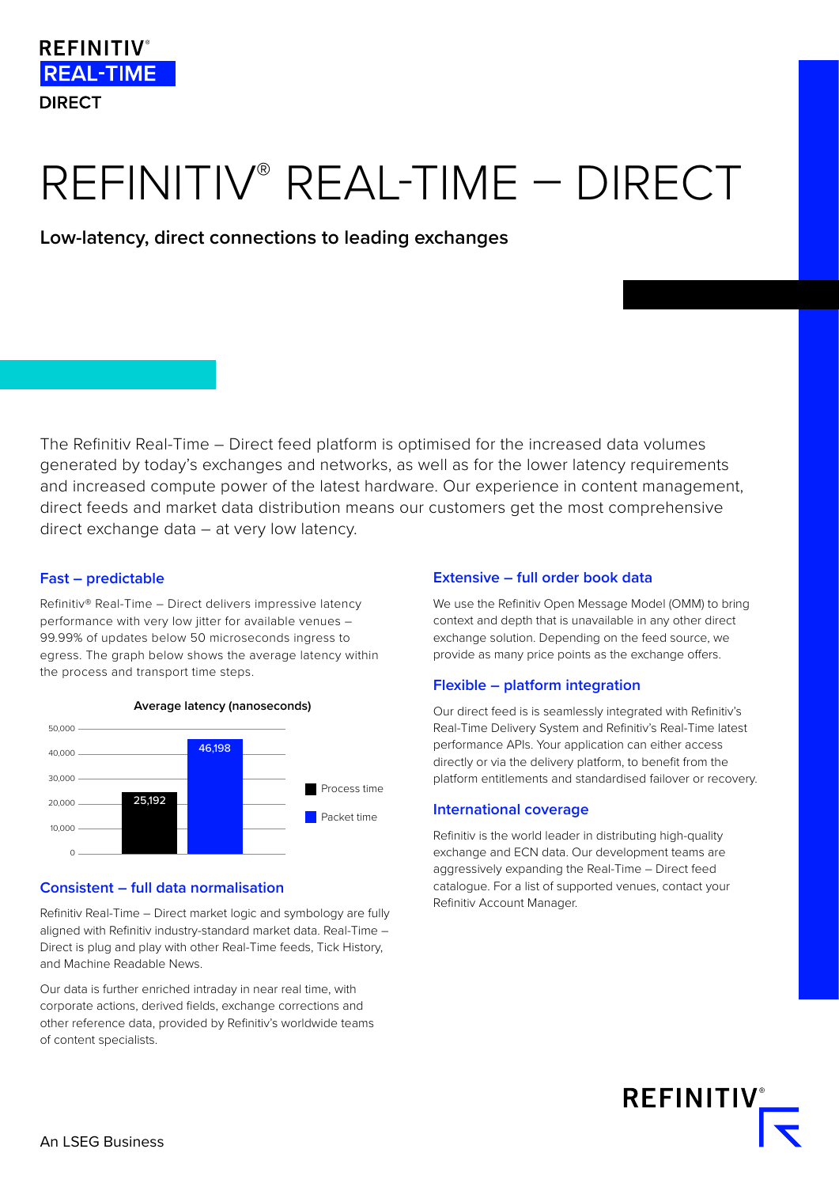REFINITIV®
REAL-TIME
DIRECT

# REFINITIV® REAL-TIME – DIRECT

**Low-latency, direct connections to leading exchanges**

The Refinitiv Real-Time – Direct feed platform is optimised for the increased data volumes generated by today's exchanges and networks, as well as for the lower latency requirements and increased compute power of the latest hardware. Our experience in content management, direct feeds and market data distribution means our customers get the most comprehensive direct exchange data – at very low latency.

## Fast – predictable

Refinitiv® Real-Time – Direct delivers impressive latency performance with very low jitter for available venues – 99.99% of updates below 50 microseconds ingress to egress. The graph below shows the average latency within the process and transport time steps.

**Average latency (nanoseconds)**

| | Average latency (nanoseconds) |
|---|---|
| Process time | 25,192 |
| Packet time | 46,198 |

## Consistent – full data normalisation

Refinitiv Real-Time – Direct market logic and symbology are fully aligned with Refinitiv industry-standard market data. Real-Time – Direct is plug and play with other Real-Time feeds, Tick History, and Machine Readable News.

Our data is further enriched intraday in near real time, with corporate actions, derived fields, exchange corrections and other reference data, provided by Refinitiv's worldwide teams of content specialists.

## Extensive – full order book data

We use the Refinitiv Open Message Model (OMM) to bring context and depth that is unavailable in any other direct exchange solution. Depending on the feed source, we provide as many price points as the exchange offers.

## Flexible – platform integration

Our direct feed is is seamlessly integrated with Refinitiv's Real-Time Delivery System and Refinitiv's Real-Time latest performance APIs. Your application can either access directly or via the delivery platform, to benefit from the platform entitlements and standardised failover or recovery.

## International coverage

Refinitiv is the world leader in distributing high-quality exchange and ECN data. Our development teams are aggressively expanding the Real-Time – Direct feed catalogue. For a list of supported venues, contact your Refinitiv Account Manager.

An LSEG Business

REFINITIV®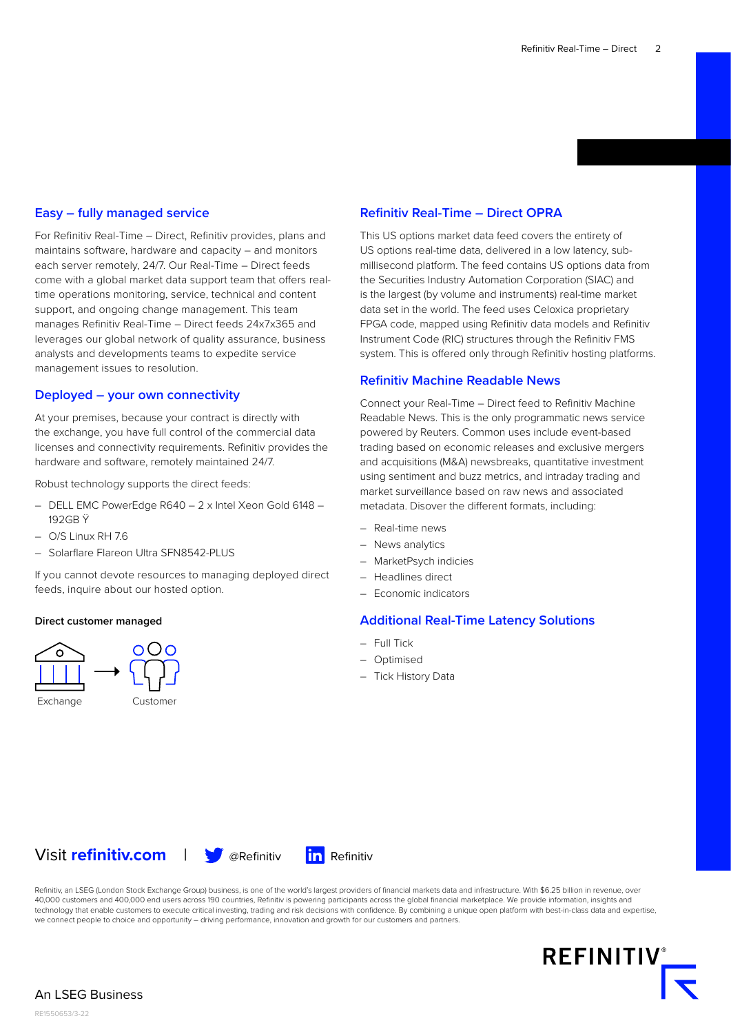## Easy – fully managed service

For Refinitiv Real-Time – Direct, Refinitiv provides, plans and maintains software, hardware and capacity – and monitors each server remotely, 24/7. Our Real-Time – Direct feeds come with a global market data support team that offers real-time operations monitoring, service, technical and content support, and ongoing change management. This team manages Refinitiv Real-Time – Direct feeds 24x7x365 and leverages our global network of quality assurance, business analysts and developments teams to expedite service management issues to resolution.

## Deployed – your own connectivity

At your premises, because your contract is directly with the exchange, you have full control of the commercial data licenses and connectivity requirements. Refinitiv provides the hardware and software, remotely maintained 24/7.

Robust technology supports the direct feeds:

- DELL EMC PowerEdge R640 – 2 x Intel Xeon Gold 6148 – 192GB Ÿ
- O/S Linux RH 7.6
- Solarflare Flareon Ultra SFN8542-PLUS

If you cannot devote resources to managing deployed direct feeds, inquire about our hosted option.

**Direct customer managed**

Exchange → Customer

## Refinitiv Real-Time – Direct OPRA

This US options market data feed covers the entirety of US options real-time data, delivered in a low latency, sub-millisecond platform. The feed contains US options data from the Securities Industry Automation Corporation (SIAC) and is the largest (by volume and instruments) real-time market data set in the world. The feed uses Celoxica proprietary FPGA code, mapped using Refinitiv data models and Refinitiv Instrument Code (RIC) structures through the Refinitiv FMS system. This is offered only through Refinitiv hosting platforms.

## Refinitiv Machine Readable News

Connect your Real-Time – Direct feed to Refinitiv Machine Readable News. This is the only programmatic news service powered by Reuters. Common uses include event-based trading based on economic releases and exclusive mergers and acquisitions (M&A) newsbreaks, quantitative investment using sentiment and buzz metrics, and intraday trading and market surveillance based on raw news and associated metadata. Discover the different formats, including:

- Real-time news
- News analytics
- MarketPsych indicies
- Headlines direct
- Economic indicators

## Additional Real-Time Latency Solutions

- Full Tick
- Optimised
- Tick History Data

Visit **refinitiv.com** | @Refinitiv Refinitiv

Refinitiv, an LSEG (London Stock Exchange Group) business, is one of the world's largest providers of financial markets data and infrastructure. With $6.25 billion in revenue, over 40,000 customers and 400,000 end users across 190 countries, Refinitiv is powering participants across the global financial marketplace. We provide information, insights and technology that enable customers to execute critical investing, trading and risk decisions with confidence. By combining a unique open platform with best-in-class data and expertise, we connect people to choice and opportunity – driving performance, innovation and growth for our customers and partners.

REFINITIV®

An LSEG Business

RE1550653/3-22